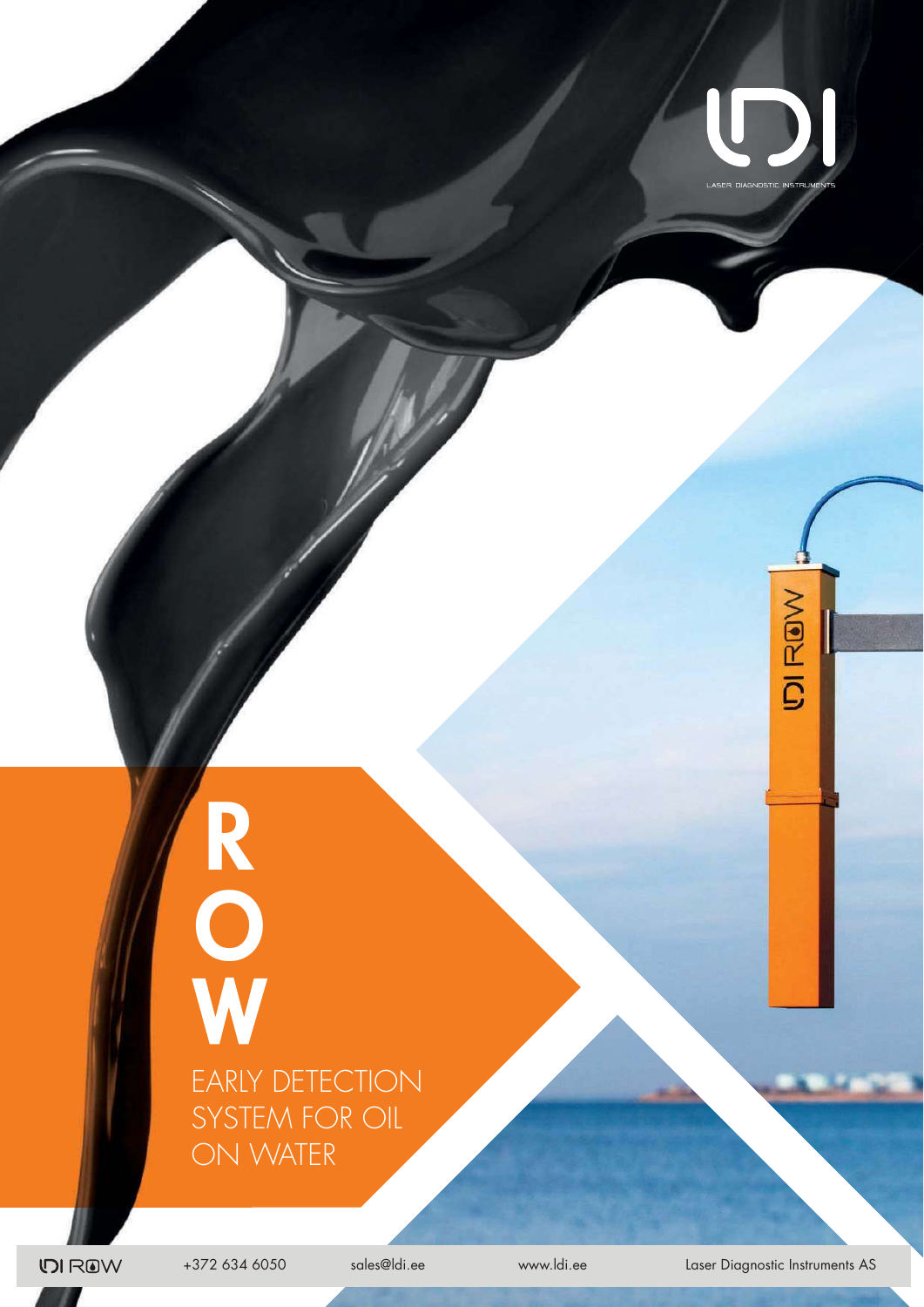LDI

LASER DIAGNOSTIC INSTRUMENTS

# ROW

## EARLY DETECTION SYSTEM FOR OIL ON WATER

LDI ROW

+372 634 6050 sales@ldi.ee www.ldi.ee Laser Diagnostic Instruments AS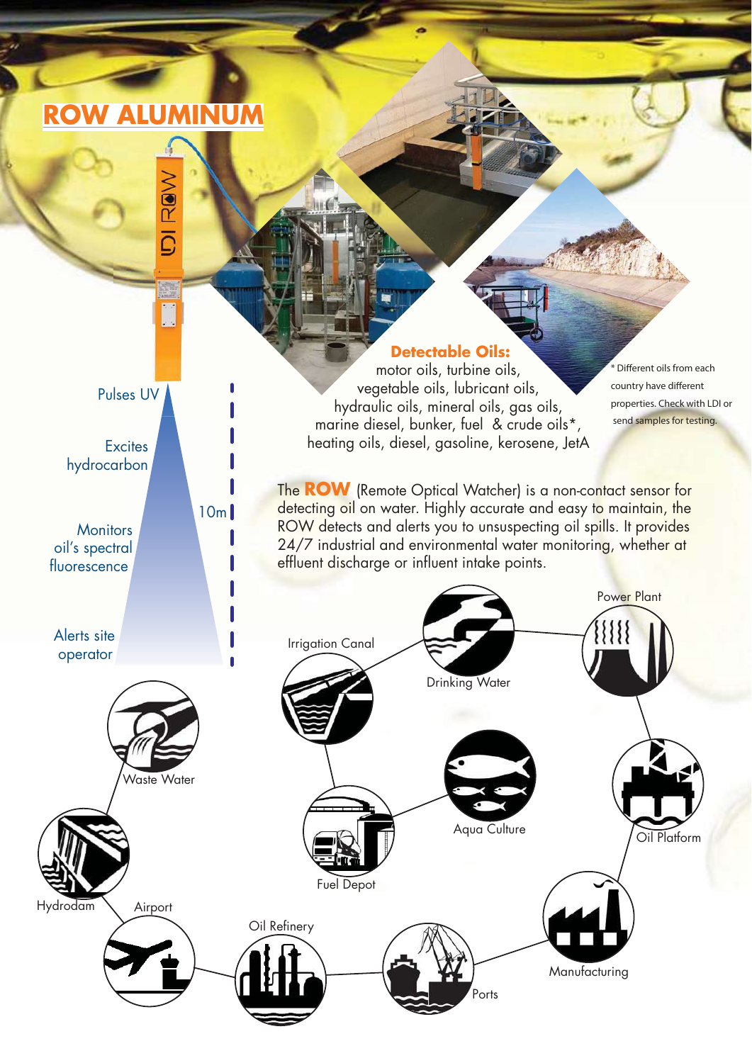# ROW ALUMINUM

Pulses UV

Excites hydrocarbon

Monitors oil's spectral fluorescence

Alerts site operator

10m

**Detectable Oils:**
motor oils, turbine oils,
vegetable oils, lubricant oils,
hydraulic oils, mineral oils, gas oils,
marine diesel, bunker, fuel & crude oils*,
heating oils, diesel, gasoline, kerosene, JetA

\* Different oils from each country have different properties. Check with LDI or send samples for testing.

The **ROW** (Remote Optical Watcher) is a non-contact sensor for detecting oil on water. Highly accurate and easy to maintain, the ROW detects and alerts you to unsuspecting oil spills. It provides 24/7 industrial and environmental water monitoring, whether at effluent discharge or influent intake points.

Waste Water

Hydrodam

Airport

Oil Refinery

Ports

Manufacturing

Oil Platform

Power Plant

Drinking Water

Irrigation Canal

Fuel Depot

Aqua Culture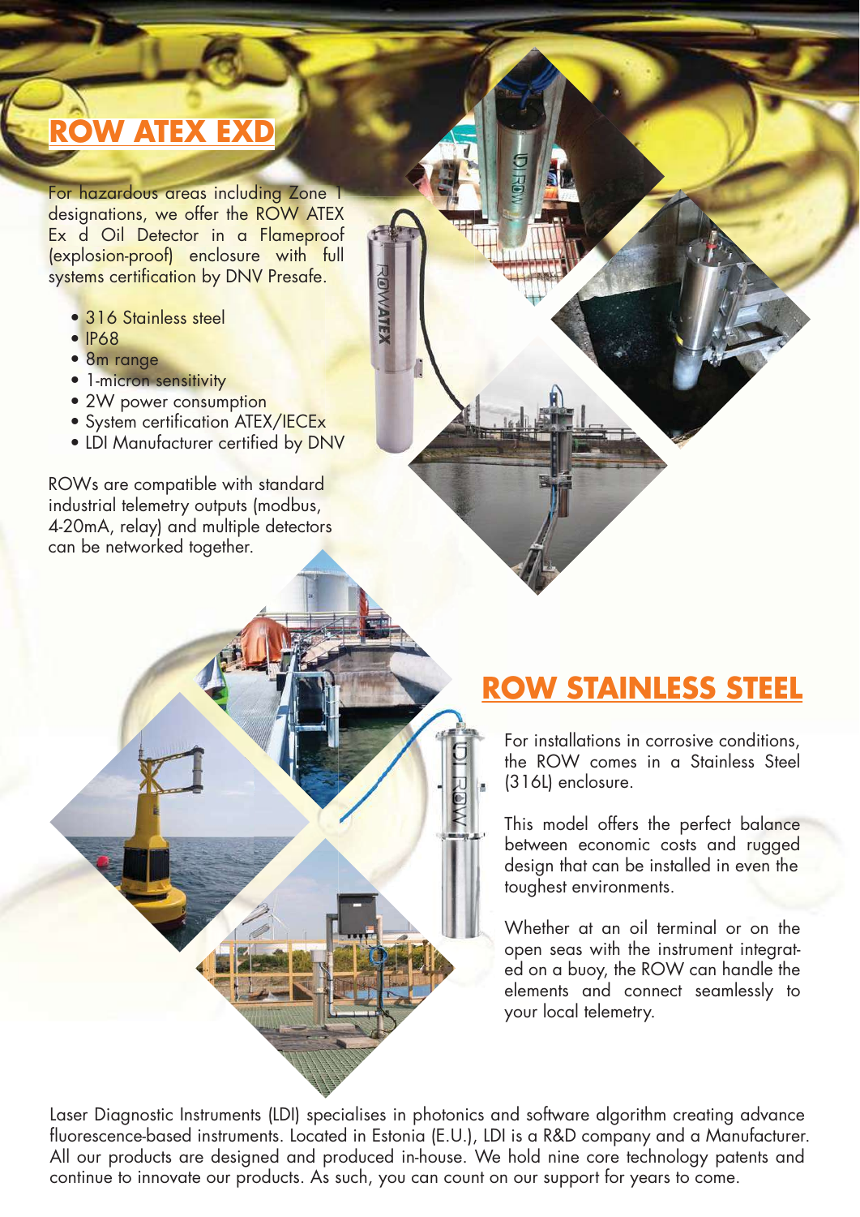## ROW ATEX EXD

For hazardous areas including Zone 1 designations, we offer the ROW ATEX Ex d Oil Detector in a Flameproof (explosion-proof) enclosure with full systems certification by DNV Presafe.

- 316 Stainless steel
- IP68
- 8m range
- 1-micron sensitivity
- 2W power consumption
- System certification ATEX/IECEx
- LDI Manufacturer certified by DNV

ROWs are compatible with standard industrial telemetry outputs (modbus, 4-20mA, relay) and multiple detectors can be networked together.

## ROW STAINLESS STEEL

For installations in corrosive conditions, the ROW comes in a Stainless Steel (316L) enclosure.

This model offers the perfect balance between economic costs and rugged design that can be installed in even the toughest environments.

Whether at an oil terminal or on the open seas with the instrument integrated on a buoy, the ROW can handle the elements and connect seamlessly to your local telemetry.

Laser Diagnostic Instruments (LDI) specialises in photonics and software algorithm creating advance fluorescence-based instruments. Located in Estonia (E.U.), LDI is a R&D company and a Manufacturer. All our products are designed and produced in-house. We hold nine core technology patents and continue to innovate our products. As such, you can count on our support for years to come.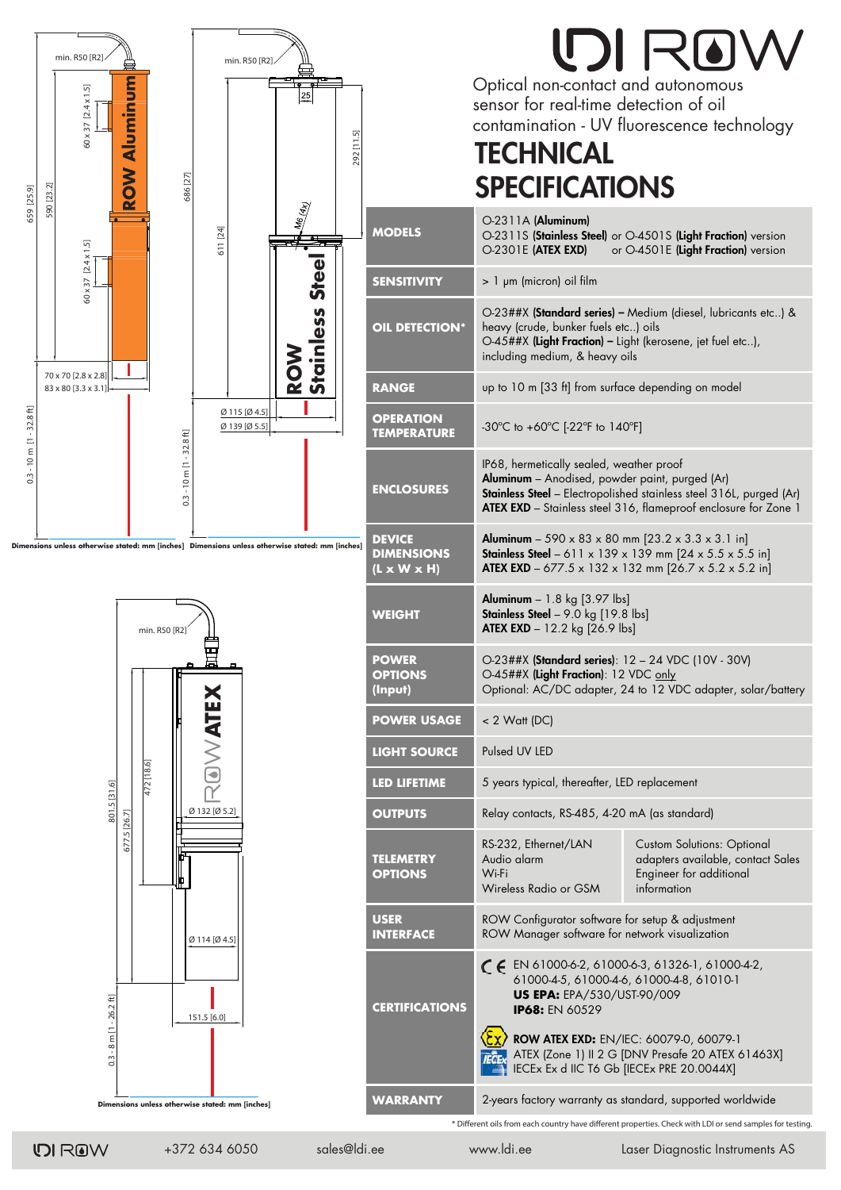# LDI ROW

Optical non-contact and autonomous sensor for real-time detection of oil contamination - UV fluorescence technology

## TECHNICAL SPECIFICATIONS

| | | |
|---|---|---|
| **MODELS** | O-2311A **(Aluminum)**<br>O-2311S **(Stainless Steel)** or O-4501S **(Light Fraction)** version<br>O-2301E **(ATEX EXD)** or O-4501E **(Light Fraction)** version | |
| **SENSITIVITY** | > 1 µm (micron) oil film | |
| **OIL DETECTION*** | O-23##X **(Standard series) –** Medium (diesel, lubricants etc..) & heavy (crude, bunker fuels etc..) oils<br>O-45##X **(Light Fraction) –** Light (kerosene, jet fuel etc..), including medium, & heavy oils | |
| **RANGE** | up to 10 m [33 ft] from surface depending on model | |
| **OPERATION TEMPERATURE** | -30°C to +60°C [-22°F to 140°F] | |
| **ENCLOSURES** | IP68, hermetically sealed, weather proof<br>**Aluminum** – Anodised, powder paint, purged (Ar)<br>**Stainless Steel** – Electropolished stainless steel 316L, purged (Ar)<br>**ATEX EXD** – Stainless steel 316, flameproof enclosure for Zone 1 | |
| **DEVICE DIMENSIONS (L x W x H)** | **Aluminum** – 590 x 83 x 80 mm [23.2 x 3.3 x 3.1 in]<br>**Stainless Steel** – 611 x 139 x 139 mm [24 x 5.5 x 5.5 in]<br>**ATEX EXD** – 677.5 x 132 x 132 mm [26.7 x 5.2 x 5.2 in] | |
| **WEIGHT** | **Aluminum** – 1.8 kg [3.97 lbs]<br>**Stainless Steel** – 9.0 kg [19.8 lbs]<br>**ATEX EXD** – 12.2 kg [26.9 lbs] | |
| **POWER OPTIONS (Input)** | O-23##X **(Standard series)**: 12 – 24 VDC (10V - 30V)<br>O-45##X **(Light Fraction)**: 12 VDC only<br>Optional: AC/DC adapter, 24 to 12 VDC adapter, solar/battery | |
| **POWER USAGE** | < 2 Watt (DC) | |
| **LIGHT SOURCE** | Pulsed UV LED | |
| **LED LIFETIME** | 5 years typical, thereafter, LED replacement | |
| **OUTPUTS** | Relay contacts, RS-485, 4-20 mA (as standard) | |
| **TELEMETRY OPTIONS** | RS-232, Ethernet/LAN<br>Audio alarm<br>Wi-Fi<br>Wireless Radio or GSM | Custom Solutions: Optional adapters available, contact Sales Engineer for additional information |
| **USER INTERFACE** | ROW Configurator software for setup & adjustment<br>ROW Manager software for network visualization | |
| **CERTIFICATIONS** | CE EN 61000-6-2, 61000-6-3, 61326-1, 61000-4-2, 61000-4-5, 61000-4-6, 61000-4-8, 61010-1<br>**US EPA:** EPA/530/UST-90/009<br>**IP68:** EN 60529<br>**ROW ATEX EXD:** EN/IEC: 60079-0, 60079-1<br>ATEX (Zone 1) II 2 G [DNV Presafe 20 ATEX 61463X]<br>IECEx Ex d IIC T6 Gb [IECEx PRE 20.0044X] | |
| **WARRANTY** | 2-years factory warranty as standard, supported worldwide | |

\* Different oils from each country have different properties. Check with LDI or send samples for testing.

ROW Aluminum: min. R50 [R2]; 659 [25.9]; 590 [23.2]; 60 x 37 [2.4 x 1.5]; 60 x 37 [2.4 x 1.5]; 70 x 70 [2.8 x 2.8]; 83 x 80 [3.3 x 3.1]; 0.3 - 10 m [1 - 32.8 ft]

Dimensions unless otherwise stated: mm [inches]

ROW Stainless Steel: min. R50 [R2]; 25; 292 [11.5]; 686 [27]; 611 [24]; M6 (4x); Ø 115 [Ø 4.5]; Ø 139 [Ø 5.5]; 0.3 - 10 m [1 - 32.8 ft]

Dimensions unless otherwise stated: mm [inches]

ROW ATEX: min. R50 [R2]; 801.5 [31.6]; 677.5 [26.7]; 472 [18.6]; Ø 132 [Ø 5.2]; Ø 114 [Ø 4.5]; 151.5 [6.0]; 0.3 - 8 m [1 - 26.2 ft]

Dimensions unless otherwise stated: mm [inches]

LDI ROW | +372 634 6050 | sales@ldi.ee | www.ldi.ee | Laser Diagnostic Instruments AS